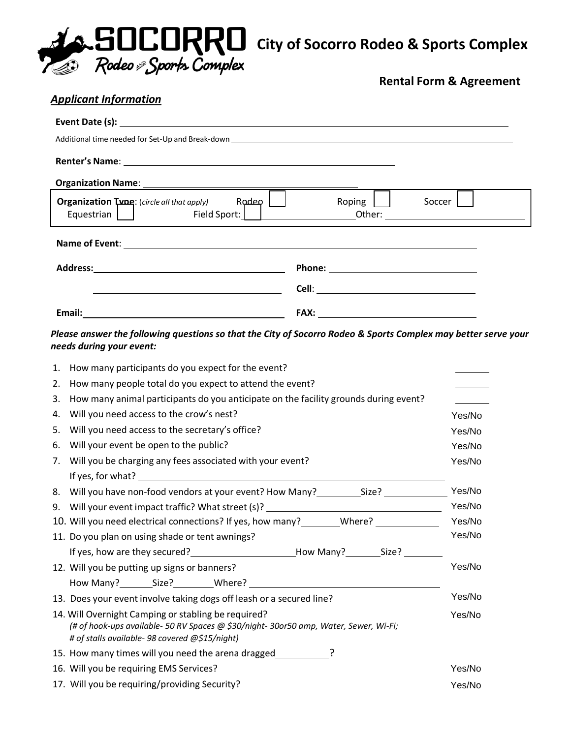# City of Socorro Rodeo & Sports Complex

## Rental Form & Agreement

### *Applicant Information*

**Event Date (s):** ____________________

Additional time needed for Set-Up and Break-down ____________________

**Renter's Name**: ____________________

**Organization Name**: ____________________

**Organization Type**: (*circle all that apply*) Rodeo ☐ Roping ☐ Soccer ☐
Equestrian ☐ Field Sport: ☐ ________ Other: ____________________

**Name of Event**: ____________________

**Address:** ____________________ **Phone:** ____________________

____________________ **Cell**: ____________________

**Email:** ____________________ **FAX:** ____________________

***Please answer the following questions so that the City of Socorro Rodeo & Sports Complex may better serve your needs during your event:***

1. How many participants do you expect for the event? ______
2. How many people total do you expect to attend the event? ______
3. How many animal participants do you anticipate on the facility grounds during event? ______
4. Will you need access to the crow's nest? Yes/No
5. Will you need access to the secretary's office? Yes/No
6. Will your event be open to the public? Yes/No
7. Will you be charging any fees associated with your event? Yes/No
   If yes, for what? ____________________
8. Will you have non-food vendors at your event? How Many?________ Size? ________ Yes/No
9. Will your event impact traffic? What street (s)? ____________________ Yes/No
10. Will you need electrical connections? If yes, how many?________ Where? ________ Yes/No
11. Do you plan on using shade or tent awnings? Yes/No
    If yes, how are they secured?____________ How Many?______ Size? ______
12. Will you be putting up signs or banners? Yes/No
    How Many?______ Size?______ Where? ____________________
13. Does your event involve taking dogs off leash or a secured line? Yes/No
14. Will Overnight Camping or stabling be required? Yes/No
    *(# of hook-ups available- 50 RV Spaces @ $30/night- 30or50 amp, Water, Sewer, Wi-Fi;*
    *# of stalls available- 98 covered @$15/night)*
15. How many times will you need the arena dragged__________?
16. Will you be requiring EMS Services? Yes/No
17. Will you be requiring/providing Security? Yes/No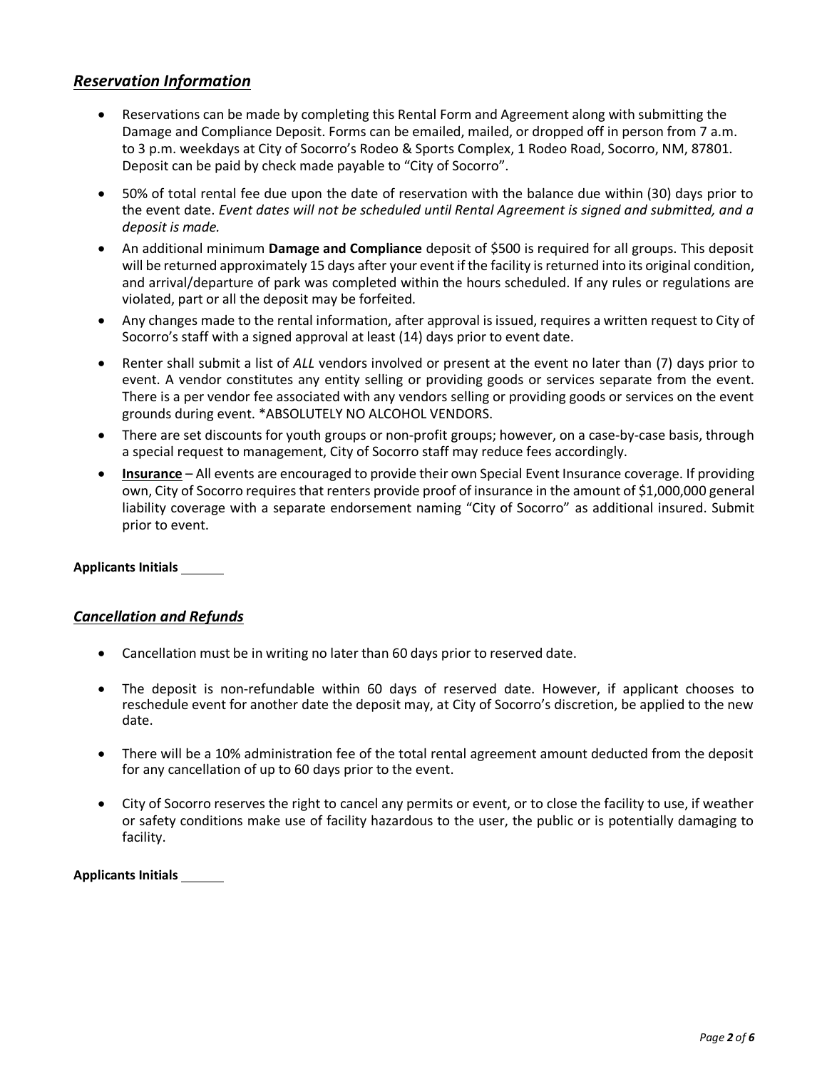## ***Reservation Information***

- Reservations can be made by completing this Rental Form and Agreement along with submitting the Damage and Compliance Deposit. Forms can be emailed, mailed, or dropped off in person from 7 a.m. to 3 p.m. weekdays at City of Socorro's Rodeo & Sports Complex, 1 Rodeo Road, Socorro, NM, 87801. Deposit can be paid by check made payable to "City of Socorro".
- 50% of total rental fee due upon the date of reservation with the balance due within (30) days prior to the event date. *Event dates will not be scheduled until Rental Agreement is signed and submitted, and a deposit is made.*
- An additional minimum **Damage and Compliance** deposit of $500 is required for all groups. This deposit will be returned approximately 15 days after your event if the facility is returned into its original condition, and arrival/departure of park was completed within the hours scheduled. If any rules or regulations are violated, part or all the deposit may be forfeited.
- Any changes made to the rental information, after approval is issued, requires a written request to City of Socorro's staff with a signed approval at least (14) days prior to event date.
- Renter shall submit a list of *ALL* vendors involved or present at the event no later than (7) days prior to event. A vendor constitutes any entity selling or providing goods or services separate from the event. There is a per vendor fee associated with any vendors selling or providing goods or services on the event grounds during event. *ABSOLUTELY NO ALCOHOL VENDORS.
- There are set discounts for youth groups or non-profit groups; however, on a case-by-case basis, through a special request to management, City of Socorro staff may reduce fees accordingly.
- **Insurance** – All events are encouraged to provide their own Special Event Insurance coverage. If providing own, City of Socorro requires that renters provide proof of insurance in the amount of $1,000,000 general liability coverage with a separate endorsement naming "City of Socorro" as additional insured. Submit prior to event.

**Applicants Initials** ______

## ***Cancellation and Refunds***

- Cancellation must be in writing no later than 60 days prior to reserved date.
- The deposit is non-refundable within 60 days of reserved date. However, if applicant chooses to reschedule event for another date the deposit may, at City of Socorro's discretion, be applied to the new date.
- There will be a 10% administration fee of the total rental agreement amount deducted from the deposit for any cancellation of up to 60 days prior to the event.
- City of Socorro reserves the right to cancel any permits or event, or to close the facility to use, if weather or safety conditions make use of facility hazardous to the user, the public or is potentially damaging to facility.

**Applicants Initials** ______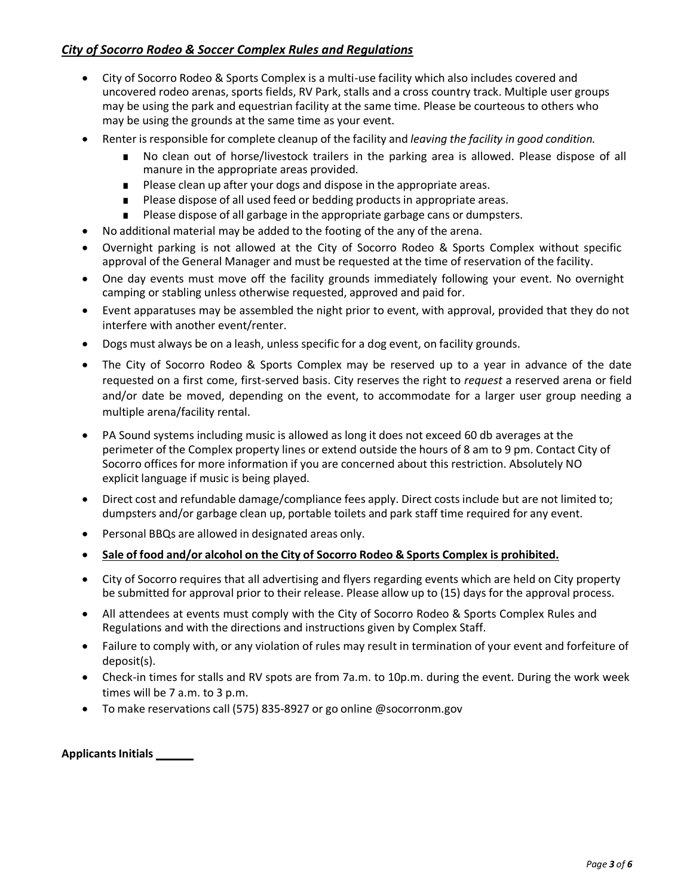## ***City of Socorro Rodeo & Soccer Complex Rules and Regulations***

- City of Socorro Rodeo & Sports Complex is a multi-use facility which also includes covered and uncovered rodeo arenas, sports fields, RV Park, stalls and a cross country track. Multiple user groups may be using the park and equestrian facility at the same time. Please be courteous to others who may be using the grounds at the same time as your event.
- Renter is responsible for complete cleanup of the facility and *leaving the facility in good condition.*
  - No clean out of horse/livestock trailers in the parking area is allowed. Please dispose of all manure in the appropriate areas provided.
  - Please clean up after your dogs and dispose in the appropriate areas.
  - Please dispose of all used feed or bedding products in appropriate areas.
  - Please dispose of all garbage in the appropriate garbage cans or dumpsters.
- No additional material may be added to the footing of the any of the arena.
- Overnight parking is not allowed at the City of Socorro Rodeo & Sports Complex without specific approval of the General Manager and must be requested at the time of reservation of the facility.
- One day events must move off the facility grounds immediately following your event. No overnight camping or stabling unless otherwise requested, approved and paid for.
- Event apparatuses may be assembled the night prior to event, with approval, provided that they do not interfere with another event/renter.
- Dogs must always be on a leash, unless specific for a dog event, on facility grounds.
- The City of Socorro Rodeo & Sports Complex may be reserved up to a year in advance of the date requested on a first come, first-served basis. City reserves the right to *request* a reserved arena or field and/or date be moved, depending on the event, to accommodate for a larger user group needing a multiple arena/facility rental.
- PA Sound systems including music is allowed as long it does not exceed 60 db averages at the perimeter of the Complex property lines or extend outside the hours of 8 am to 9 pm. Contact City of Socorro offices for more information if you are concerned about this restriction. Absolutely NO explicit language if music is being played.
- Direct cost and refundable damage/compliance fees apply. Direct costs include but are not limited to; dumpsters and/or garbage clean up, portable toilets and park staff time required for any event.
- Personal BBQs are allowed in designated areas only.
- **<u>Sale of food and/or alcohol on the City of Socorro Rodeo & Sports Complex is prohibited.</u>**
- City of Socorro requires that all advertising and flyers regarding events which are held on City property be submitted for approval prior to their release. Please allow up to (15) days for the approval process.
- All attendees at events must comply with the City of Socorro Rodeo & Sports Complex Rules and Regulations and with the directions and instructions given by Complex Staff.
- Failure to comply with, or any violation of rules may result in termination of your event and forfeiture of deposit(s).
- Check-in times for stalls and RV spots are from 7a.m. to 10p.m. during the event. During the work week times will be 7 a.m. to 3 p.m.
- To make reservations call (575) 835-8927 or go online @socorronm.gov

**Applicants Initials ______**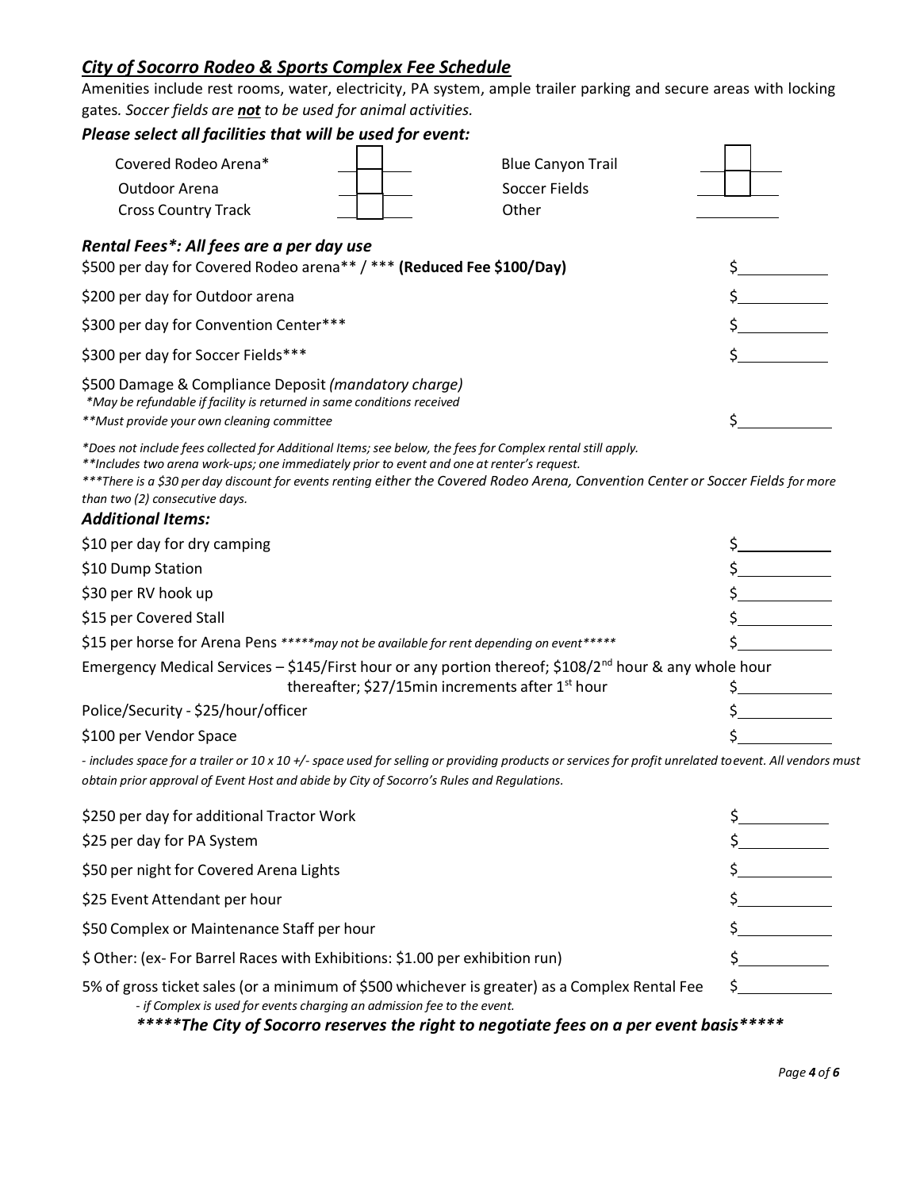## *City of Socorro Rodeo & Sports Complex Fee Schedule*

Amenities include rest rooms, water, electricity, PA system, ample trailer parking and secure areas with locking gates. *Soccer fields are **not** to be used for animal activities.*

### *Please select all facilities that will be used for event:*

| | | | |
|---|---|---|---|
| Covered Rodeo Arena* | ☐ | Blue Canyon Trail | ☐ |
| Outdoor Arena | ☐ | Soccer Fields | ☐ |
| Cross Country Track | ☐ | Other | ______ |

### *Rental Fees*: All fees are a per day use*

| | |
|---|---|
| \$500 per day for Covered Rodeo arena** / *** **(Reduced Fee \$100/Day)** | \$______ |
| \$200 per day for Outdoor arena | \$______ |
| \$300 per day for Convention Center*** | \$______ |
| \$300 per day for Soccer Fields*** | \$______ |
| \$500 Damage & Compliance Deposit *(mandatory charge)*<br>*\*May be refundable if facility is returned in same conditions received*<br>*\*\*Must provide your own cleaning committee* | \$______ |

*\*Does not include fees collected for Additional Items; see below, the fees for Complex rental still apply.*
*\*\*Includes two arena work-ups; one immediately prior to event and one at renter's request.*
*\*\*\*There is a \$30 per day discount for events renting either the Covered Rodeo Arena, Convention Center or Soccer Fields for more than two (2) consecutive days.*

### *Additional Items:*

| | |
|---|---|
| \$10 per day for dry camping | \$______ |
| \$10 Dump Station | \$______ |
| \$30 per RV hook up | \$______ |
| \$15 per Covered Stall | \$______ |
| \$15 per horse for Arena Pens *\*\*\*\*\*may not be available for rent depending on event\*\*\*\*\** | \$______ |
| Emergency Medical Services – \$145/First hour or any portion thereof; \$108/2nd hour & any whole hour thereafter; \$27/15min increments after 1st hour | \$______ |
| Police/Security - \$25/hour/officer | \$______ |
| \$100 per Vendor Space | \$______ |

*- includes space for a trailer or 10 x 10 +/- space used for selling or providing products or services for profit unrelated to event. All vendors must obtain prior approval of Event Host and abide by City of Socorro's Rules and Regulations.*

| | |
|---|---|
| \$250 per day for additional Tractor Work | \$______ |
| \$25 per day for PA System | \$______ |
| \$50 per night for Covered Arena Lights | \$______ |
| \$25 Event Attendant per hour | \$______ |
| \$50 Complex or Maintenance Staff per hour | \$______ |
| \$ Other: (ex- For Barrel Races with Exhibitions: \$1.00 per exhibition run) | \$______ |
| 5% of gross ticket sales (or a minimum of \$500 whichever is greater) as a Complex Rental Fee<br>*- if Complex is used for events charging an admission fee to the event.* | \$______ |

***\*\*\*\*\*The City of Socorro reserves the right to negotiate fees on a per event basis\*\*\*\*\****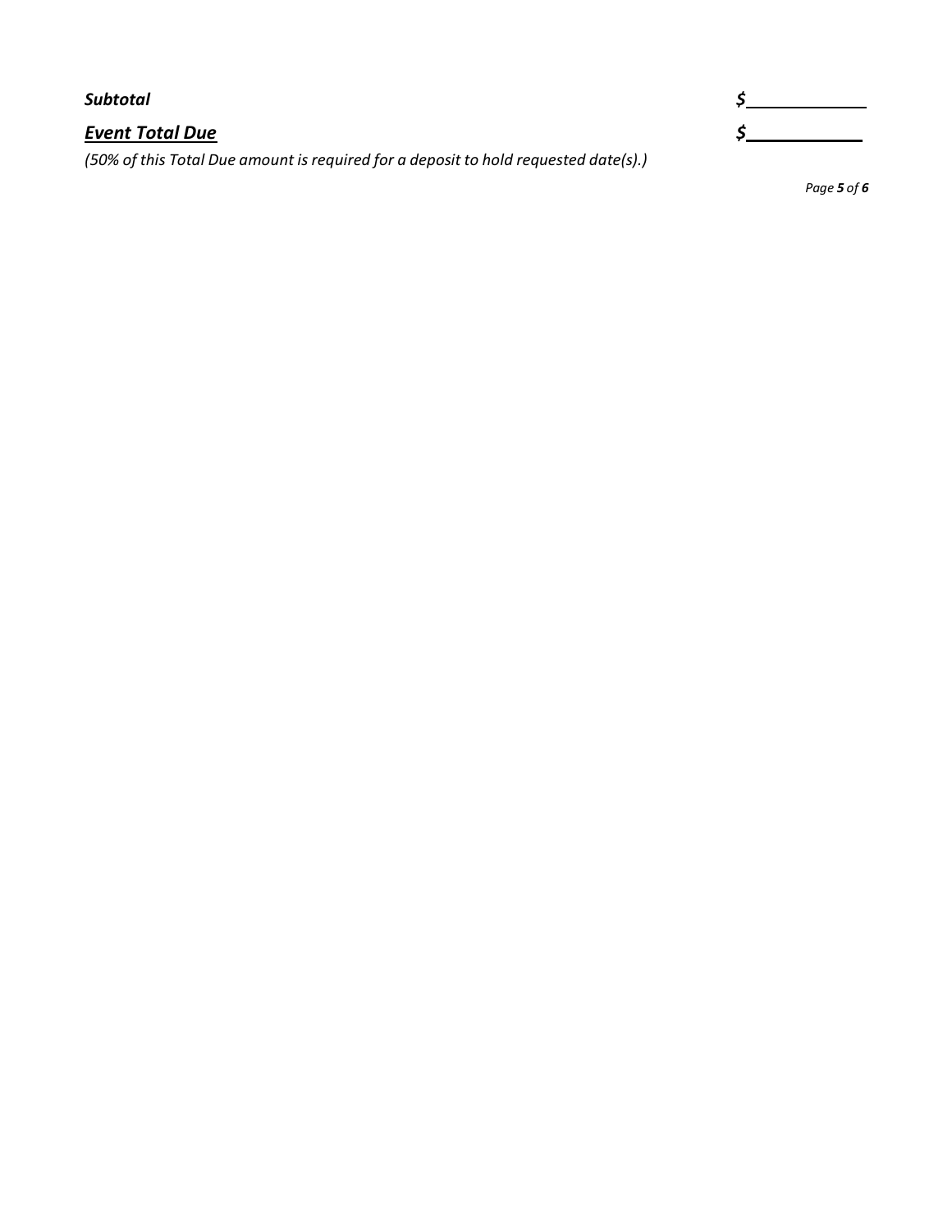***Subtotal*** **$______________**

***<u>Event Total Due</u>*** **$______________**

*(50% of this Total Due amount is required for a deposit to hold requested date(s).)*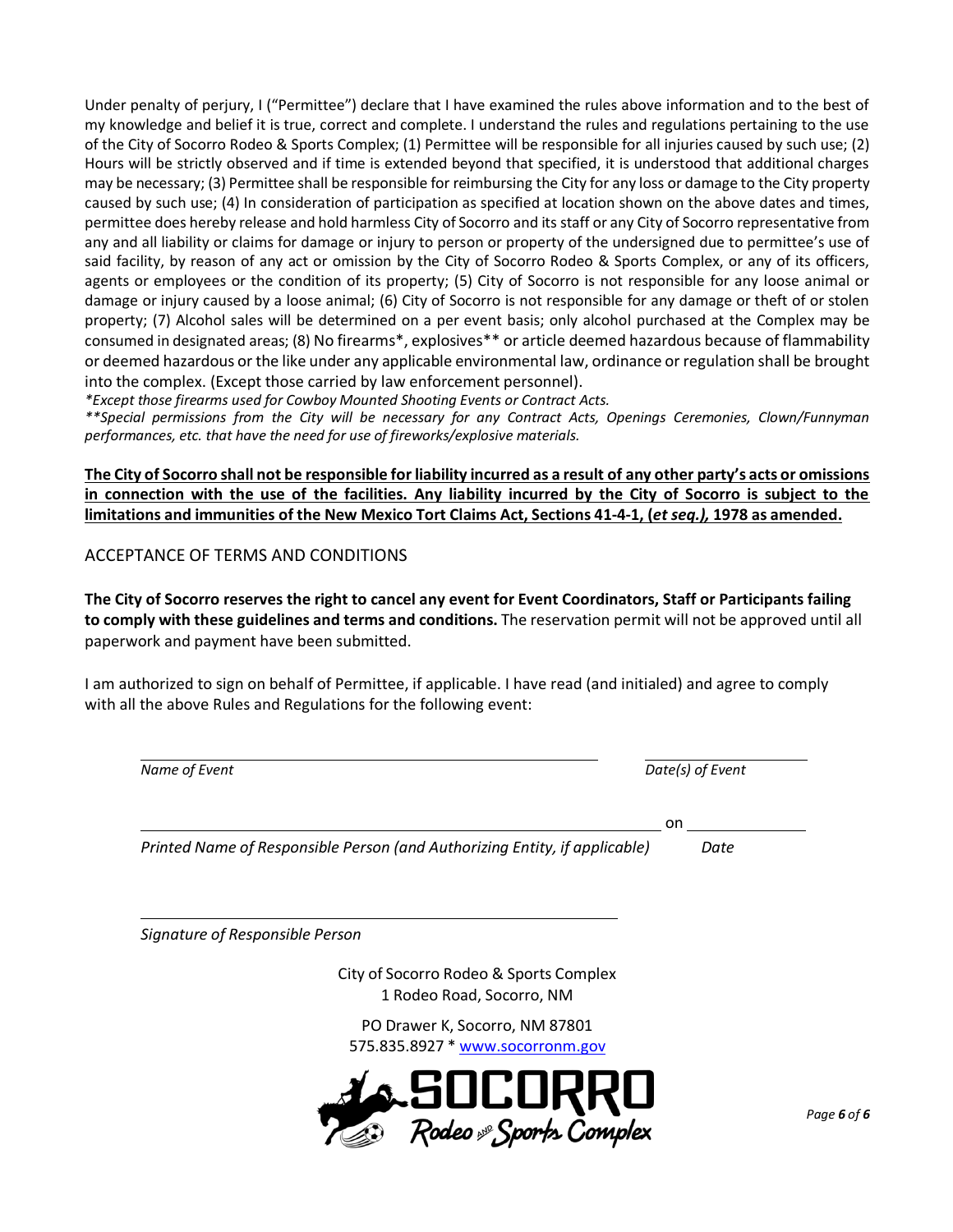Under penalty of perjury, I ("Permittee") declare that I have examined the rules above information and to the best of my knowledge and belief it is true, correct and complete. I understand the rules and regulations pertaining to the use of the City of Socorro Rodeo & Sports Complex; (1) Permittee will be responsible for all injuries caused by such use; (2) Hours will be strictly observed and if time is extended beyond that specified, it is understood that additional charges may be necessary; (3) Permittee shall be responsible for reimbursing the City for any loss or damage to the City property caused by such use; (4) In consideration of participation as specified at location shown on the above dates and times, permittee does hereby release and hold harmless City of Socorro and its staff or any City of Socorro representative from any and all liability or claims for damage or injury to person or property of the undersigned due to permittee's use of said facility, by reason of any act or omission by the City of Socorro Rodeo & Sports Complex, or any of its officers, agents or employees or the condition of its property; (5) City of Socorro is not responsible for any loose animal or damage or injury caused by a loose animal; (6) City of Socorro is not responsible for any damage or theft of or stolen property; (7) Alcohol sales will be determined on a per event basis; only alcohol purchased at the Complex may be consumed in designated areas; (8) No firearms*, explosives** or article deemed hazardous because of flammability or deemed hazardous or the like under any applicable environmental law, ordinance or regulation shall be brought into the complex. (Except those carried by law enforcement personnel).

*\*Except those firearms used for Cowboy Mounted Shooting Events or Contract Acts.*

*\*\*Special permissions from the City will be necessary for any Contract Acts, Openings Ceremonies, Clown/Funnyman performances, etc. that have the need for use of fireworks/explosive materials.*

**The City of Socorro shall not be responsible for liability incurred as a result of any other party's acts or omissions in connection with the use of the facilities. Any liability incurred by the City of Socorro is subject to the limitations and immunities of the New Mexico Tort Claims Act, Sections 41-4-1, (*et seq.),* 1978 as amended.**

## ACCEPTANCE OF TERMS AND CONDITIONS

**The City of Socorro reserves the right to cancel any event for Event Coordinators, Staff or Participants failing to comply with these guidelines and terms and conditions.** The reservation permit will not be approved until all paperwork and payment have been submitted.

I am authorized to sign on behalf of Permittee, if applicable. I have read (and initialed) and agree to comply with all the above Rules and Regulations for the following event:

______________________________________________ ____________________

*Name of Event* *Date(s) of Event*

____________________________________________________________ on ______________

*Printed Name of Responsible Person (and Authorizing Entity, if applicable)* *Date*

______________________________________________

*Signature of Responsible Person*

City of Socorro Rodeo & Sports Complex
1 Rodeo Road, Socorro, NM

PO Drawer K, Socorro, NM 87801
575.835.8927 * www.socorronm.gov

SOCORRO Rodeo and Sports Complex